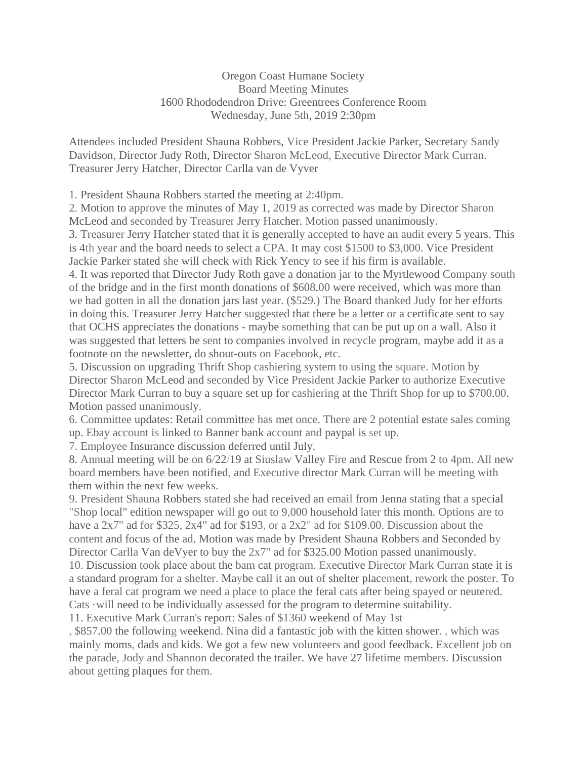Oregon Coast Humane Society
Board Meeting Minutes
1600 Rhododendron Drive: Greentrees Conference Room
Wednesday, June 5th, 2019 2:30pm

Attendees included President Shauna Robbers, Vice President Jackie Parker, Secretary Sandy Davidson, Director Judy Roth, Director Sharon McLeod, Executive Director Mark Curran. Treasurer Jerry Hatcher, Director Carlla van de Vyver

1. President Shauna Robbers started the meeting at 2:40pm.
2. Motion to approve the minutes of May 1, 2019 as corrected was made by Director Sharon McLeod and seconded by Treasurer Jerry Hatcher. Motion passed unanimously.
3. Treasurer Jerry Hatcher stated that it is generally accepted to have an audit every 5 years. This is 4th year and the board needs to select a CPA. It may cost $1500 to $3,000. Vice President Jackie Parker stated she will check with Rick Yency to see if his firm is available.
4. It was reported that Director Judy Roth gave a donation jar to the Myrtlewood Company south of the bridge and in the first month donations of $608.00 were received, which was more than we had gotten in all the donation jars last year. ($529.) The Board thanked Judy for her efforts in doing this. Treasurer Jerry Hatcher suggested that there be a letter or a certificate sent to say that OCHS appreciates the donations - maybe something that can be put up on a wall. Also it was suggested that letters be sent to companies involved in recycle program, maybe add it as a footnote on the newsletter, do shout-outs on Facebook, etc.
5. Discussion on upgrading Thrift Shop cashiering system to using the square. Motion by Director Sharon McLeod and seconded by Vice President Jackie Parker to authorize Executive Director Mark Curran to buy a square set up for cashiering at the Thrift Shop for up to $700.00. Motion passed unanimously.
6. Committee updates: Retail committee has met once. There are 2 potential estate sales coming up. Ebay account is linked to Banner bank account and paypal is set up.
7. Employee Insurance discussion deferred until July.
8. Annual meeting will be on 6/22/19 at Siuslaw Valley Fire and Rescue from 2 to 4pm. All new board members have been notified, and Executive director Mark Curran will be meeting with them within the next few weeks.
9. President Shauna Robbers stated she had received an email from Jenna stating that a special "Shop local" edition newspaper will go out to 9,000 household later this month. Options are to have a 2x7" ad for $325, 2x4" ad for $193, or a 2x2" ad for $109.00. Discussion about the content and focus of the ad. Motion was made by President Shauna Robbers and Seconded by Director Carlla Van deVyer to buy the 2x7" ad for $325.00 Motion passed unanimously.
10. Discussion took place about the bam cat program. Executive Director Mark Curran state it is a standard program for a shelter. Maybe call it an out of shelter placement, rework the poster. To have a feral cat program we need a place to place the feral cats after being spayed or neutered. Cats ·will need to be individually assessed for the program to determine suitability.
11. Executive Mark Curran's report: Sales of $1360 weekend of May 1st
, $857.00 the following weekend. Nina did a fantastic job with the kitten shower. , which was mainly moms, dads and kids. We got a few new volunteers and good feedback. Excellent job on the parade, Jody and Shannon decorated the trailer. We have 27 lifetime members. Discussion about getting plaques for them.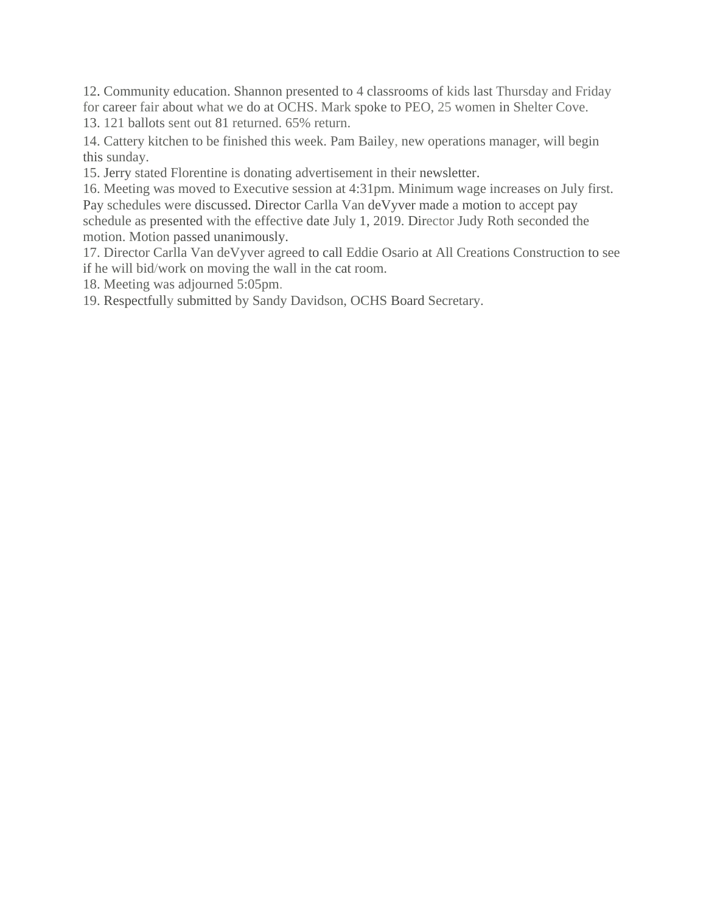12. Community education. Shannon presented to 4 classrooms of kids last Thursday and Friday for career fair about what we do at OCHS. Mark spoke to PEO, 25 women in Shelter Cove.
13. 121 ballots sent out 81 returned. 65% return.
14. Cattery kitchen to be finished this week. Pam Bailey, new operations manager, will begin this sunday.
15. Jerry stated Florentine is donating advertisement in their newsletter.
16. Meeting was moved to Executive session at 4:31pm. Minimum wage increases on July first. Pay schedules were discussed. Director Carlla Van deVyver made a motion to accept pay schedule as presented with the effective date July 1, 2019. Director Judy Roth seconded the motion. Motion passed unanimously.
17. Director Carlla Van deVyver agreed to call Eddie Osario at All Creations Construction to see if he will bid/work on moving the wall in the cat room.
18. Meeting was adjourned 5:05pm.
19. Respectfully submitted by Sandy Davidson, OCHS Board Secretary.